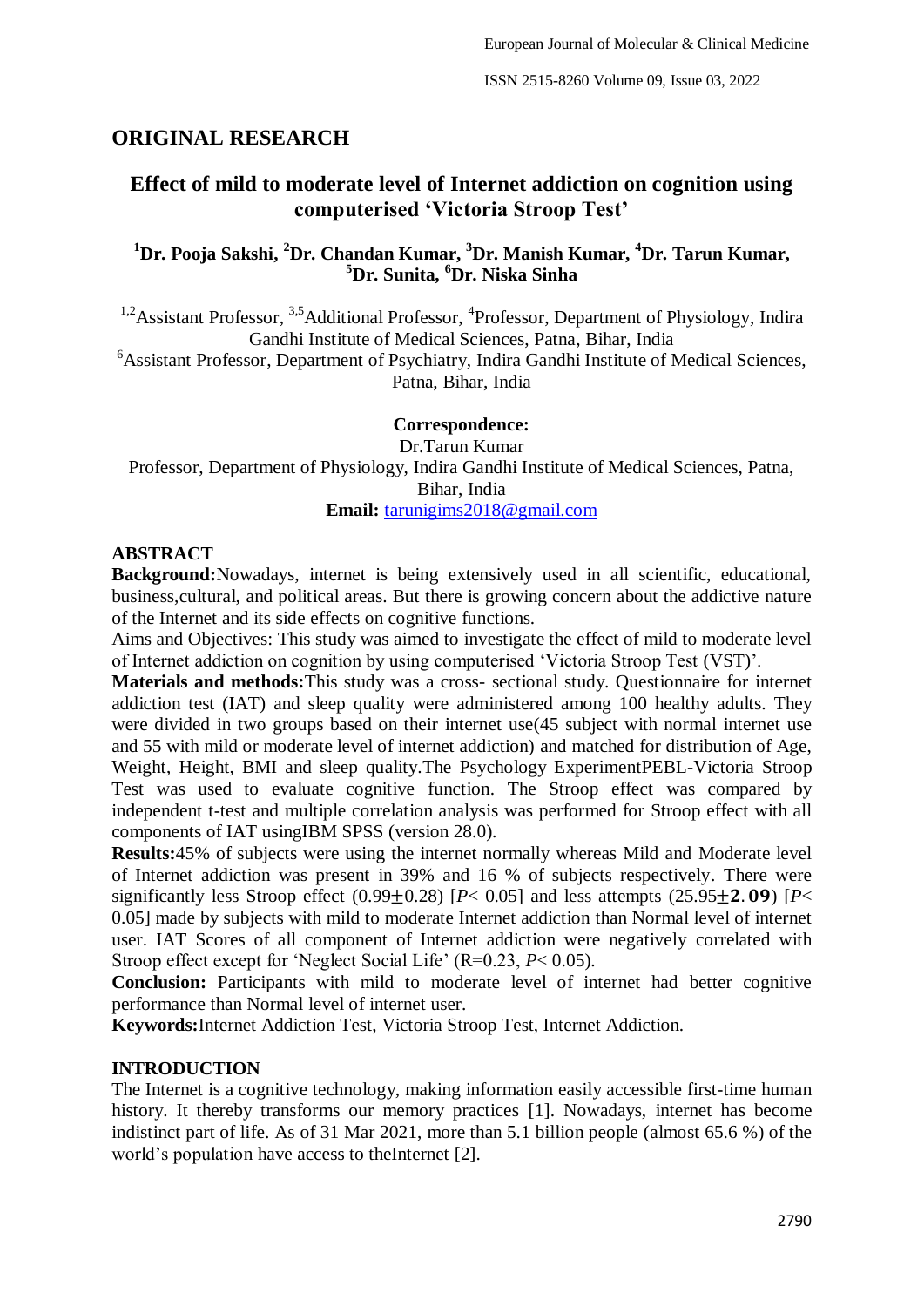## ORIGINAL RESEARCH

# Effect of mild to moderate level of Internet addiction on cognition using computerised 'Victoria Stroop Test'

**[1]Dr. Pooja Sakshi, [2]Dr. Chandan Kumar, [3]Dr. Manish Kumar, [4]Dr. Tarun Kumar, [5]Dr. Sunita, [6]Dr. Niska Sinha**

[1,2]Assistant Professor, [3,5]Additional Professor, [4]Professor, Department of Physiology, Indira Gandhi Institute of Medical Sciences, Patna, Bihar, India

[6]Assistant Professor, Department of Psychiatry, Indira Gandhi Institute of Medical Sciences, Patna, Bihar, India

**Correspondence:**

Dr.Tarun Kumar

Professor, Department of Physiology, Indira Gandhi Institute of Medical Sciences, Patna, Bihar, India

**Email:** tarunigims2018@gmail.com

## ABSTRACT

**Background:**Nowadays, internet is being extensively used in all scientific, educational, business,cultural, and political areas. But there is growing concern about the addictive nature of the Internet and its side effects on cognitive functions.

Aims and Objectives: This study was aimed to investigate the effect of mild to moderate level of Internet addiction on cognition by using computerised 'Victoria Stroop Test (VST)'.

**Materials and methods:**This study was a cross- sectional study. Questionnaire for internet addiction test (IAT) and sleep quality were administered among 100 healthy adults. They were divided in two groups based on their internet use(45 subject with normal internet use and 55 with mild or moderate level of internet addiction) and matched for distribution of Age, Weight, Height, BMI and sleep quality.The Psychology ExperimentPEBL-Victoria Stroop Test was used to evaluate cognitive function. The Stroop effect was compared by independent t-test and multiple correlation analysis was performed for Stroop effect with all components of IAT usingIBM SPSS (version 28.0).

**Results:**45% of subjects were using the internet normally whereas Mild and Moderate level of Internet addiction was present in 39% and 16 % of subjects respectively. There were significantly less Stroop effect (0.99$\pm$0.28) [$P$< 0.05] and less attempts (25.95$\pm$**2.09**) [$P$< 0.05] made by subjects with mild to moderate Internet addiction than Normal level of internet user. IAT Scores of all component of Internet addiction were negatively correlated with Stroop effect except for 'Neglect Social Life' (R=0.23, $P$< 0.05).

**Conclusion:** Participants with mild to moderate level of internet had better cognitive performance than Normal level of internet user.

**Keywords:**Internet Addiction Test, Victoria Stroop Test, Internet Addiction.

## INTRODUCTION

The Internet is a cognitive technology, making information easily accessible first-time human history. It thereby transforms our memory practices [1]. Nowadays, internet has become indistinct part of life. As of 31 Mar 2021, more than 5.1 billion people (almost 65.6 %) of the world's population have access to theInternet [2].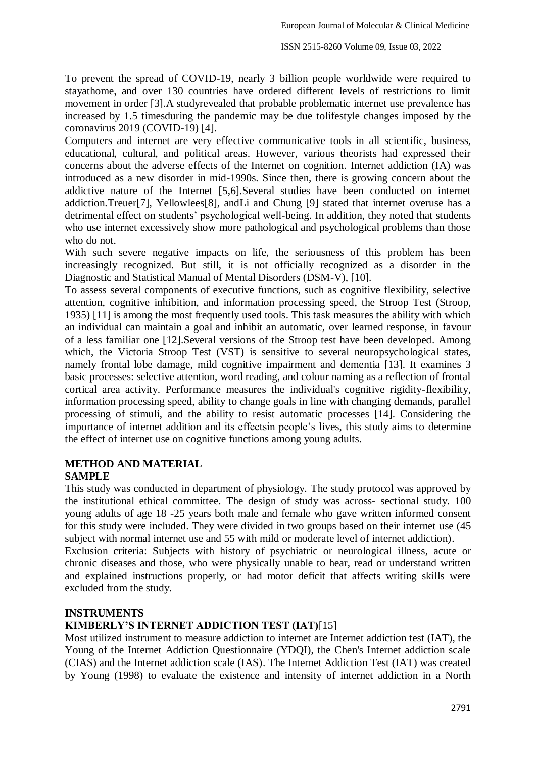To prevent the spread of COVID-19, nearly 3 billion people worldwide were required to stayathome, and over 130 countries have ordered different levels of restrictions to limit movement in order [3].A studyrevealed that probable problematic internet use prevalence has increased by 1.5 timesduring the pandemic may be due tolifestyle changes imposed by the coronavirus 2019 (COVID-19) [4].

Computers and internet are very effective communicative tools in all scientific, business, educational, cultural, and political areas. However, various theorists had expressed their concerns about the adverse effects of the Internet on cognition. Internet addiction (IA) was introduced as a new disorder in mid-1990s. Since then, there is growing concern about the addictive nature of the Internet [5,6].Several studies have been conducted on internet addiction.Treuer[7], Yellowlees[8], andLi and Chung [9] stated that internet overuse has a detrimental effect on students' psychological well-being. In addition, they noted that students who use internet excessively show more pathological and psychological problems than those who do not.

With such severe negative impacts on life, the seriousness of this problem has been increasingly recognized. But still, it is not officially recognized as a disorder in the Diagnostic and Statistical Manual of Mental Disorders (DSM-V), [10].

To assess several components of executive functions, such as cognitive flexibility, selective attention, cognitive inhibition, and information processing speed, the Stroop Test (Stroop, 1935) [11] is among the most frequently used tools. This task measures the ability with which an individual can maintain a goal and inhibit an automatic, over learned response, in favour of a less familiar one [12].Several versions of the Stroop test have been developed. Among which, the Victoria Stroop Test (VST) is sensitive to several neuropsychological states, namely frontal lobe damage, mild cognitive impairment and dementia [13]. It examines 3 basic processes: selective attention, word reading, and colour naming as a reflection of frontal cortical area activity. Performance measures the individual's cognitive rigidity-flexibility, information processing speed, ability to change goals in line with changing demands, parallel processing of stimuli, and the ability to resist automatic processes [14]. Considering the importance of internet addition and its effectsin people's lives, this study aims to determine the effect of internet use on cognitive functions among young adults.

## METHOD AND MATERIAL

### SAMPLE

This study was conducted in department of physiology. The study protocol was approved by the institutional ethical committee. The design of study was across- sectional study. 100 young adults of age 18 -25 years both male and female who gave written informed consent for this study were included. They were divided in two groups based on their internet use (45 subject with normal internet use and 55 with mild or moderate level of internet addiction).

Exclusion criteria: Subjects with history of psychiatric or neurological illness, acute or chronic diseases and those, who were physically unable to hear, read or understand written and explained instructions properly, or had motor deficit that affects writing skills were excluded from the study.

## INSTRUMENTS

### KIMBERLY'S INTERNET ADDICTION TEST (IAT)[15]

Most utilized instrument to measure addiction to internet are Internet addiction test (IAT), the Young of the Internet Addiction Questionnaire (YDQI), the Chen's Internet addiction scale (CIAS) and the Internet addiction scale (IAS). The Internet Addiction Test (IAT) was created by Young (1998) to evaluate the existence and intensity of internet addiction in a North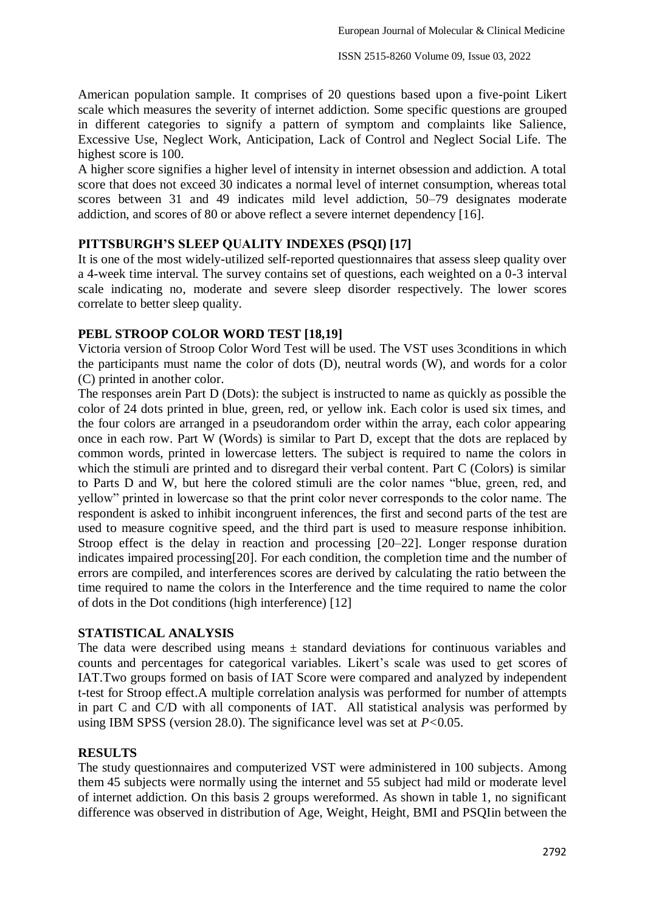American population sample. It comprises of 20 questions based upon a five-point Likert scale which measures the severity of internet addiction. Some specific questions are grouped in different categories to signify a pattern of symptom and complaints like Salience, Excessive Use, Neglect Work, Anticipation, Lack of Control and Neglect Social Life. The highest score is 100.

A higher score signifies a higher level of intensity in internet obsession and addiction. A total score that does not exceed 30 indicates a normal level of internet consumption, whereas total scores between 31 and 49 indicates mild level addiction, 50–79 designates moderate addiction, and scores of 80 or above reflect a severe internet dependency [16].

## PITTSBURGH'S SLEEP QUALITY INDEXES (PSQI) [17]

It is one of the most widely-utilized self-reported questionnaires that assess sleep quality over a 4-week time interval. The survey contains set of questions, each weighted on a 0-3 interval scale indicating no, moderate and severe sleep disorder respectively. The lower scores correlate to better sleep quality.

## PEBL STROOP COLOR WORD TEST [18,19]

Victoria version of Stroop Color Word Test will be used. The VST uses 3conditions in which the participants must name the color of dots (D), neutral words (W), and words for a color (C) printed in another color.

The responses arein Part D (Dots): the subject is instructed to name as quickly as possible the color of 24 dots printed in blue, green, red, or yellow ink. Each color is used six times, and the four colors are arranged in a pseudorandom order within the array, each color appearing once in each row. Part W (Words) is similar to Part D, except that the dots are replaced by common words, printed in lowercase letters. The subject is required to name the colors in which the stimuli are printed and to disregard their verbal content. Part C (Colors) is similar to Parts D and W, but here the colored stimuli are the color names "blue, green, red, and yellow" printed in lowercase so that the print color never corresponds to the color name. The respondent is asked to inhibit incongruent inferences, the first and second parts of the test are used to measure cognitive speed, and the third part is used to measure response inhibition. Stroop effect is the delay in reaction and processing [20–22]. Longer response duration indicates impaired processing[20]. For each condition, the completion time and the number of errors are compiled, and interferences scores are derived by calculating the ratio between the time required to name the colors in the Interference and the time required to name the color of dots in the Dot conditions (high interference) [12]

## STATISTICAL ANALYSIS

The data were described using means ± standard deviations for continuous variables and counts and percentages for categorical variables. Likert's scale was used to get scores of IAT.Two groups formed on basis of IAT Score were compared and analyzed by independent t-test for Stroop effect.A multiple correlation analysis was performed for number of attempts in part C and C/D with all components of IAT. All statistical analysis was performed by using IBM SPSS (version 28.0). The significance level was set at $P<0.05$.

## RESULTS

The study questionnaires and computerized VST were administered in 100 subjects. Among them 45 subjects were normally using the internet and 55 subject had mild or moderate level of internet addiction. On this basis 2 groups wereformed. As shown in table 1, no significant difference was observed in distribution of Age, Weight, Height, BMI and PSQIin between the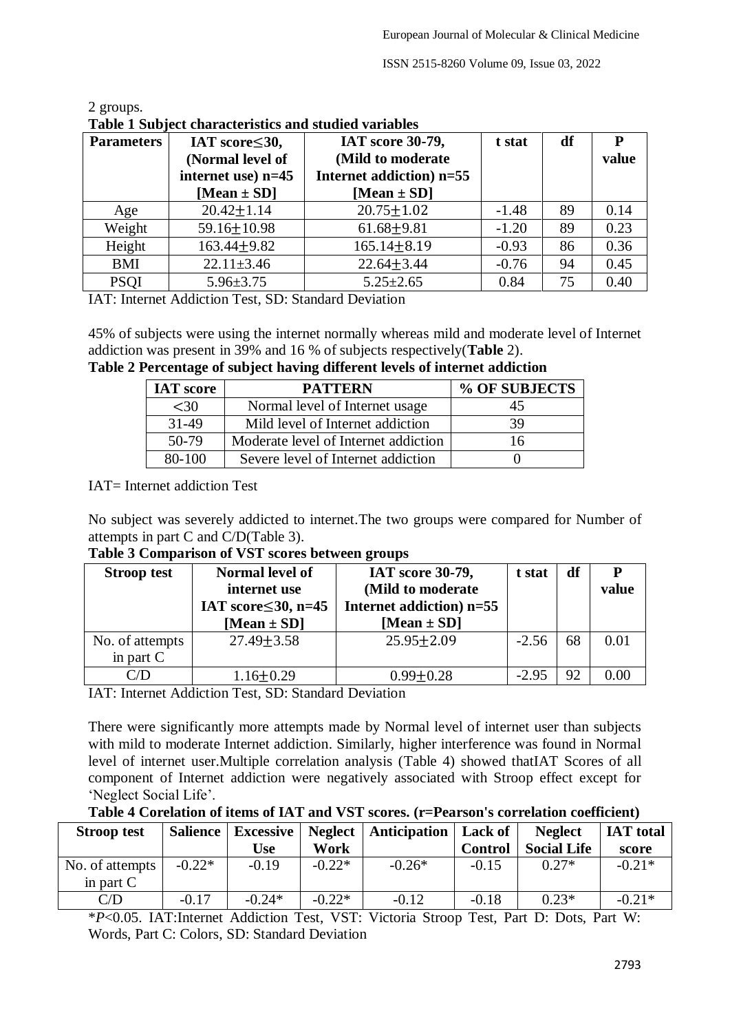2 groups.

**Table 1 Subject characteristics and studied variables**

| Parameters | IAT score≤30, (Normal level of internet use) n=45 [Mean ± SD] | IAT score 30-79, (Mild to moderate Internet addiction) n=55 [Mean ± SD] | t stat | df | P value |
|---|---|---|---|---|---|
| Age | 20.42±1.14 | 20.75±1.02 | -1.48 | 89 | 0.14 |
| Weight | 59.16±10.98 | 61.68±9.81 | -1.20 | 89 | 0.23 |
| Height | 163.44±9.82 | 165.14±8.19 | -0.93 | 86 | 0.36 |
| BMI | 22.11±3.46 | 22.64±3.44 | -0.76 | 94 | 0.45 |
| PSQI | 5.96±3.75 | 5.25±2.65 | 0.84 | 75 | 0.40 |

IAT: Internet Addiction Test, SD: Standard Deviation

45% of subjects were using the internet normally whereas mild and moderate level of Internet addiction was present in 39% and 16 % of subjects respectively(**Table** 2).

**Table 2 Percentage of subject having different levels of internet addiction**

| IAT score | PATTERN | % OF SUBJECTS |
|---|---|---|
| <30 | Normal level of Internet usage | 45 |
| 31-49 | Mild level of Internet addiction | 39 |
| 50-79 | Moderate level of Internet addiction | 16 |
| 80-100 | Severe level of Internet addiction | 0 |

IAT= Internet addiction Test

No subject was severely addicted to internet.The two groups were compared for Number of attempts in part C and C/D(Table 3).

**Table 3 Comparison of VST scores between groups**

| Stroop test | Normal level of internet use IAT score≤30, n=45 [Mean ± SD] | IAT score 30-79, (Mild to moderate Internet addiction) n=55 [Mean ± SD] | t stat | df | P value |
|---|---|---|---|---|---|
| No. of attempts in part C | 27.49±3.58 | 25.95±2.09 | -2.56 | 68 | 0.01 |
| C/D | 1.16±0.29 | 0.99±0.28 | -2.95 | 92 | 0.00 |

IAT: Internet Addiction Test, SD: Standard Deviation

There were significantly more attempts made by Normal level of internet user than subjects with mild to moderate Internet addiction. Similarly, higher interference was found in Normal level of internet user.Multiple correlation analysis (Table 4) showed thatIAT Scores of all component of Internet addiction were negatively associated with Stroop effect except for 'Neglect Social Life'.

**Table 4 Corelation of items of IAT and VST scores. (r=Pearson's correlation coefficient)**

| Stroop test | Salience | Excessive Use | Neglect Work | Anticipation | Lack of Control | Neglect Social Life | IAT total score |
|---|---|---|---|---|---|---|---|
| No. of attempts in part C | -0.22* | -0.19 | -0.22* | -0.26* | -0.15 | 0.27* | -0.21* |
| C/D | -0.17 | -0.24* | -0.22* | -0.12 | -0.18 | 0.23* | -0.21* |

*$P<0.05$. IAT:Internet Addiction Test, VST: Victoria Stroop Test, Part D: Dots, Part W: Words, Part C: Colors, SD: Standard Deviation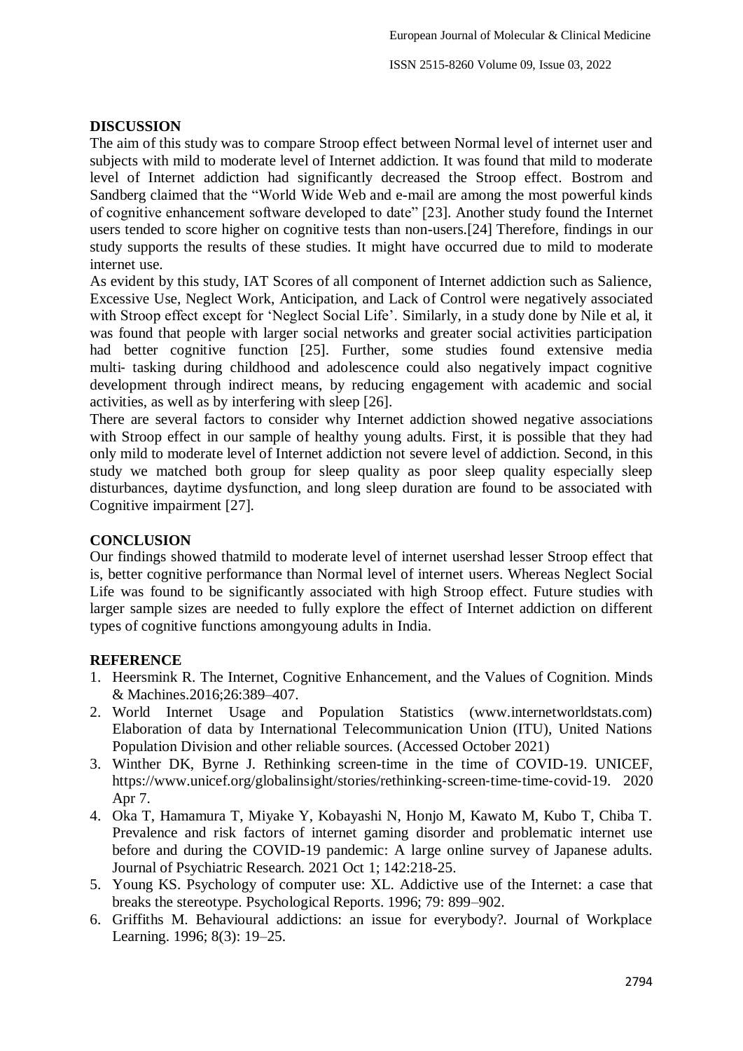## DISCUSSION

The aim of this study was to compare Stroop effect between Normal level of internet user and subjects with mild to moderate level of Internet addiction. It was found that mild to moderate level of Internet addiction had significantly decreased the Stroop effect. Bostrom and Sandberg claimed that the "World Wide Web and e-mail are among the most powerful kinds of cognitive enhancement software developed to date" [23]. Another study found the Internet users tended to score higher on cognitive tests than non-users.[24] Therefore, findings in our study supports the results of these studies. It might have occurred due to mild to moderate internet use.

As evident by this study, IAT Scores of all component of Internet addiction such as Salience, Excessive Use, Neglect Work, Anticipation, and Lack of Control were negatively associated with Stroop effect except for 'Neglect Social Life'. Similarly, in a study done by Nile et al, it was found that people with larger social networks and greater social activities participation had better cognitive function [25]. Further, some studies found extensive media multi- tasking during childhood and adolescence could also negatively impact cognitive development through indirect means, by reducing engagement with academic and social activities, as well as by interfering with sleep [26].

There are several factors to consider why Internet addiction showed negative associations with Stroop effect in our sample of healthy young adults. First, it is possible that they had only mild to moderate level of Internet addiction not severe level of addiction. Second, in this study we matched both group for sleep quality as poor sleep quality especially sleep disturbances, daytime dysfunction, and long sleep duration are found to be associated with Cognitive impairment [27].

## CONCLUSION

Our findings showed thatmild to moderate level of internet usershad lesser Stroop effect that is, better cognitive performance than Normal level of internet users. Whereas Neglect Social Life was found to be significantly associated with high Stroop effect. Future studies with larger sample sizes are needed to fully explore the effect of Internet addiction on different types of cognitive functions amongyoung adults in India.

## REFERENCE

1. Heersmink R. The Internet, Cognitive Enhancement, and the Values of Cognition. Minds & Machines.2016;26:389–407.
2. World Internet Usage and Population Statistics (www.internetworldstats.com) Elaboration of data by International Telecommunication Union (ITU), United Nations Population Division and other reliable sources. (Accessed October 2021)
3. Winther DK, Byrne J. Rethinking screen-time in the time of COVID-19. UNICEF, https://www.unicef.org/globalinsight/stories/rethinking-screen-time-time-covid-19. 2020 Apr 7.
4. Oka T, Hamamura T, Miyake Y, Kobayashi N, Honjo M, Kawato M, Kubo T, Chiba T. Prevalence and risk factors of internet gaming disorder and problematic internet use before and during the COVID-19 pandemic: A large online survey of Japanese adults. Journal of Psychiatric Research. 2021 Oct 1; 142:218-25.
5. Young KS. Psychology of computer use: XL. Addictive use of the Internet: a case that breaks the stereotype. Psychological Reports. 1996; 79: 899–902.
6. Griffiths M. Behavioural addictions: an issue for everybody?. Journal of Workplace Learning. 1996; 8(3): 19–25.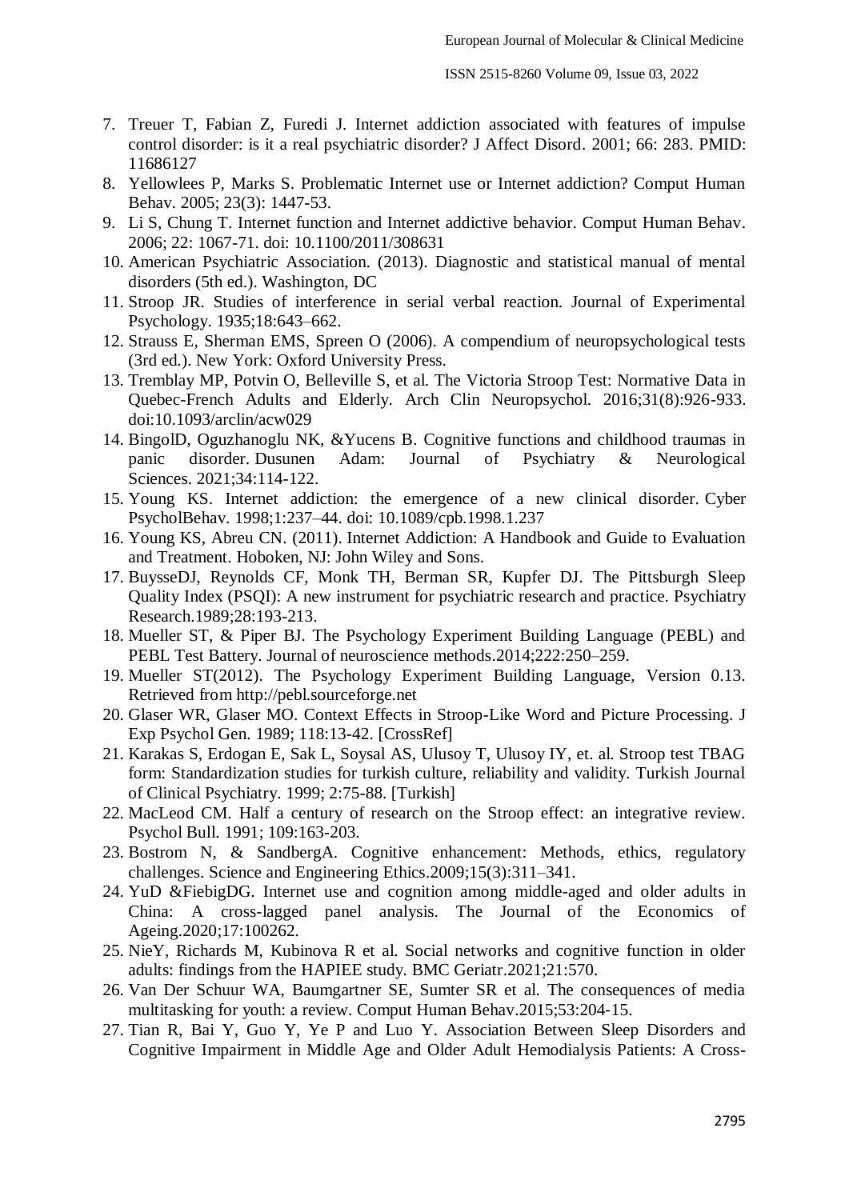7. Treuer T, Fabian Z, Furedi J. Internet addiction associated with features of impulse control disorder: is it a real psychiatric disorder? J Affect Disord. 2001; 66: 283. PMID: 11686127
8. Yellowlees P, Marks S. Problematic Internet use or Internet addiction? Comput Human Behav. 2005; 23(3): 1447-53.
9. Li S, Chung T. Internet function and Internet addictive behavior. Comput Human Behav. 2006; 22: 1067-71. doi: 10.1100/2011/308631
10. American Psychiatric Association. (2013). Diagnostic and statistical manual of mental disorders (5th ed.). Washington, DC
11. Stroop JR. Studies of interference in serial verbal reaction. Journal of Experimental Psychology. 1935;18:643–662.
12. Strauss E, Sherman EMS, Spreen O (2006). A compendium of neuropsychological tests (3rd ed.). New York: Oxford University Press.
13. Tremblay MP, Potvin O, Belleville S, et al. The Victoria Stroop Test: Normative Data in Quebec-French Adults and Elderly. Arch Clin Neuropsychol. 2016;31(8):926-933. doi:10.1093/arclin/acw029
14. BingolD, Oguzhanoglu NK, &Yucens B. Cognitive functions and childhood traumas in panic disorder. Dusunen Adam: Journal of Psychiatry & Neurological Sciences. 2021;34:114-122.
15. Young KS. Internet addiction: the emergence of a new clinical disorder. Cyber PsycholBehav. 1998;1:237–44. doi: 10.1089/cpb.1998.1.237
16. Young KS, Abreu CN. (2011). Internet Addiction: A Handbook and Guide to Evaluation and Treatment. Hoboken, NJ: John Wiley and Sons.
17. BuysseDJ, Reynolds CF, Monk TH, Berman SR, Kupfer DJ. The Pittsburgh Sleep Quality Index (PSQI): A new instrument for psychiatric research and practice. Psychiatry Research.1989;28:193-213.
18. Mueller ST, & Piper BJ. The Psychology Experiment Building Language (PEBL) and PEBL Test Battery. Journal of neuroscience methods.2014;222:250–259.
19. Mueller ST(2012). The Psychology Experiment Building Language, Version 0.13. Retrieved from http://pebl.sourceforge.net
20. Glaser WR, Glaser MO. Context Effects in Stroop-Like Word and Picture Processing. J Exp Psychol Gen. 1989; 118:13-42. [CrossRef]
21. Karakas S, Erdogan E, Sak L, Soysal AS, Ulusoy T, Ulusoy IY, et. al. Stroop test TBAG form: Standardization studies for turkish culture, reliability and validity. Turkish Journal of Clinical Psychiatry. 1999; 2:75-88. [Turkish]
22. MacLeod CM. Half a century of research on the Stroop effect: an integrative review. Psychol Bull. 1991; 109:163-203.
23. Bostrom N, & SandbergA. Cognitive enhancement: Methods, ethics, regulatory challenges. Science and Engineering Ethics.2009;15(3):311–341.
24. YuD &FiebigDG. Internet use and cognition among middle-aged and older adults in China: A cross-lagged panel analysis. The Journal of the Economics of Ageing.2020;17:100262.
25. NieY, Richards M, Kubinova R et al. Social networks and cognitive function in older adults: findings from the HAPIEE study. BMC Geriatr.2021;21:570.
26. Van Der Schuur WA, Baumgartner SE, Sumter SR et al. The consequences of media multitasking for youth: a review. Comput Human Behav.2015;53:204-15.
27. Tian R, Bai Y, Guo Y, Ye P and Luo Y. Association Between Sleep Disorders and Cognitive Impairment in Middle Age and Older Adult Hemodialysis Patients: A Cross-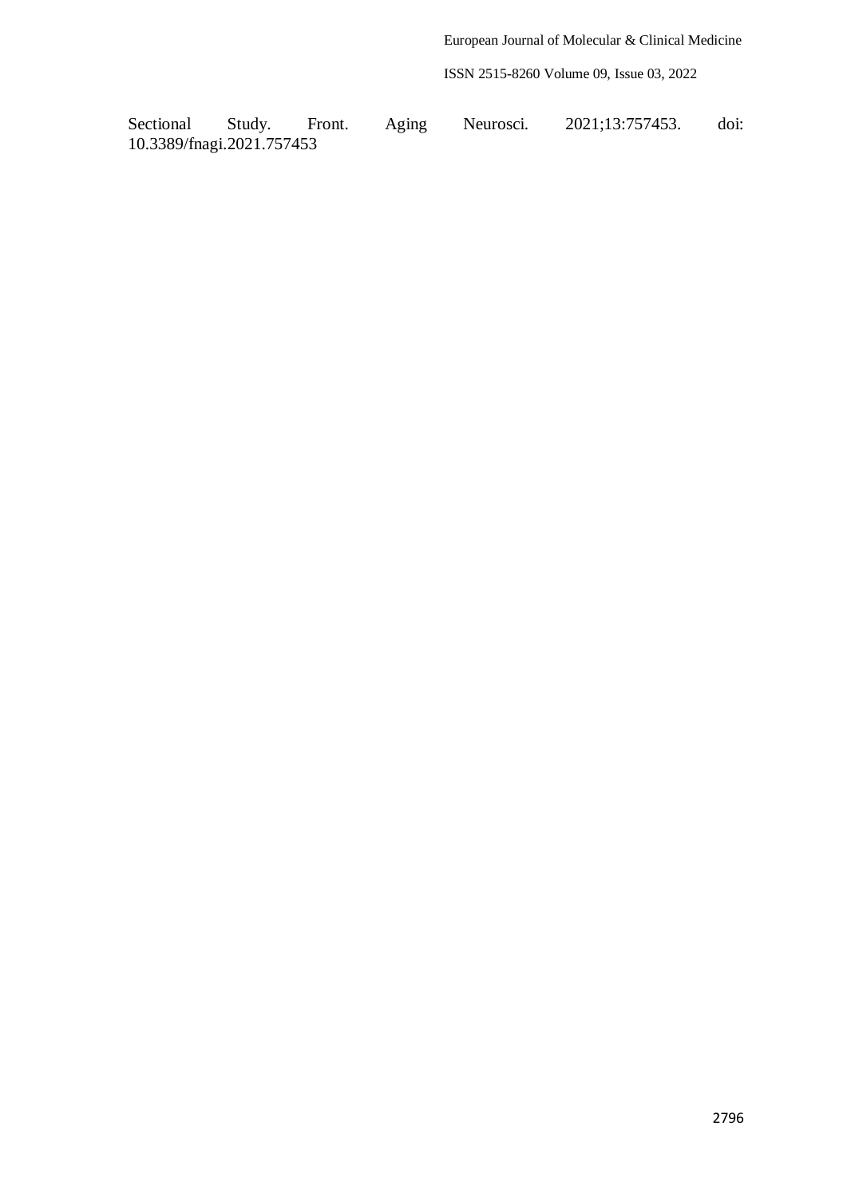Sectional Study. Front. Aging Neurosci. 2021;13:757453. doi: 10.3389/fnagi.2021.757453